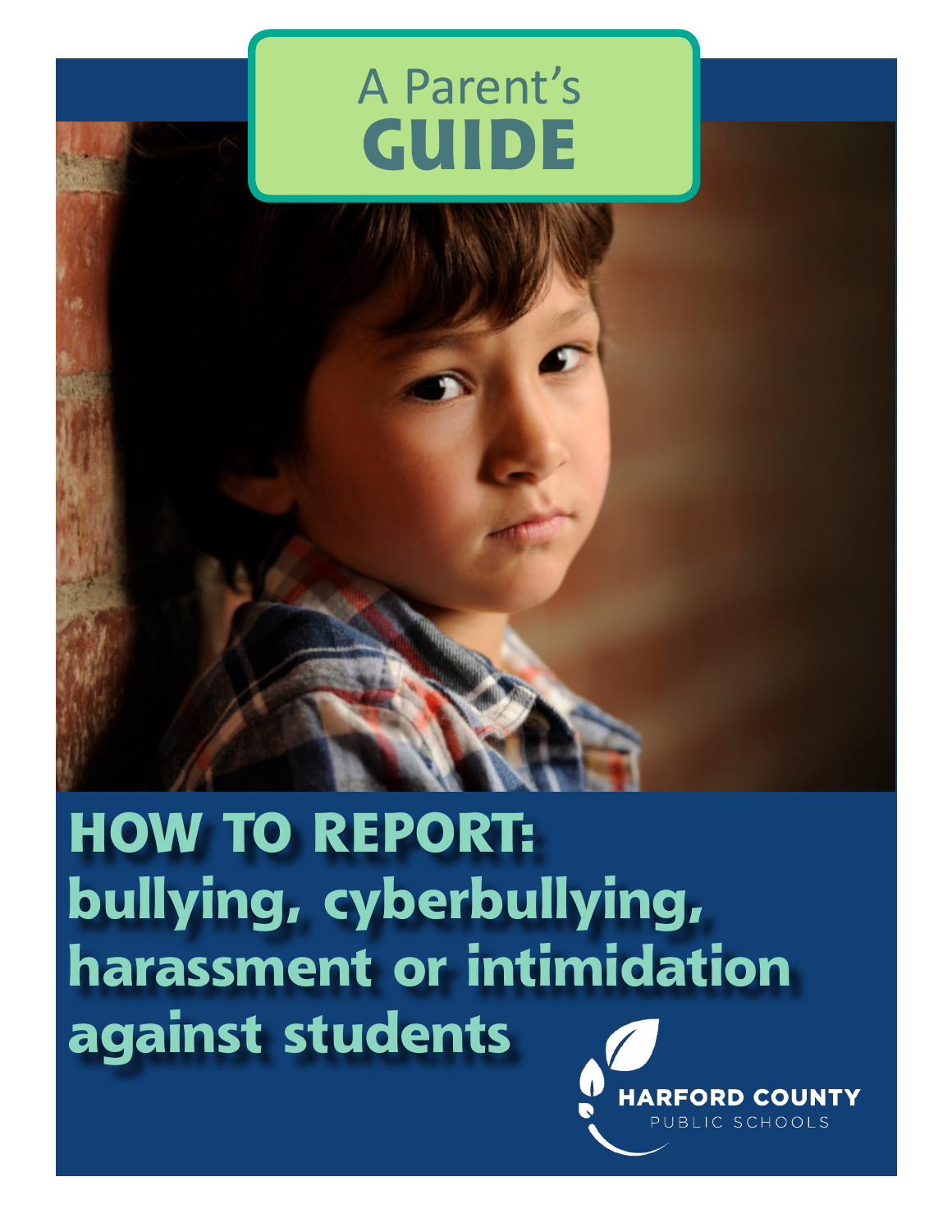# A Parent's GUIDE

# HOW TO REPORT: bullying, cyberbullying, harassment or intimidation against students

HARFORD COUNTY PUBLIC SCHOOLS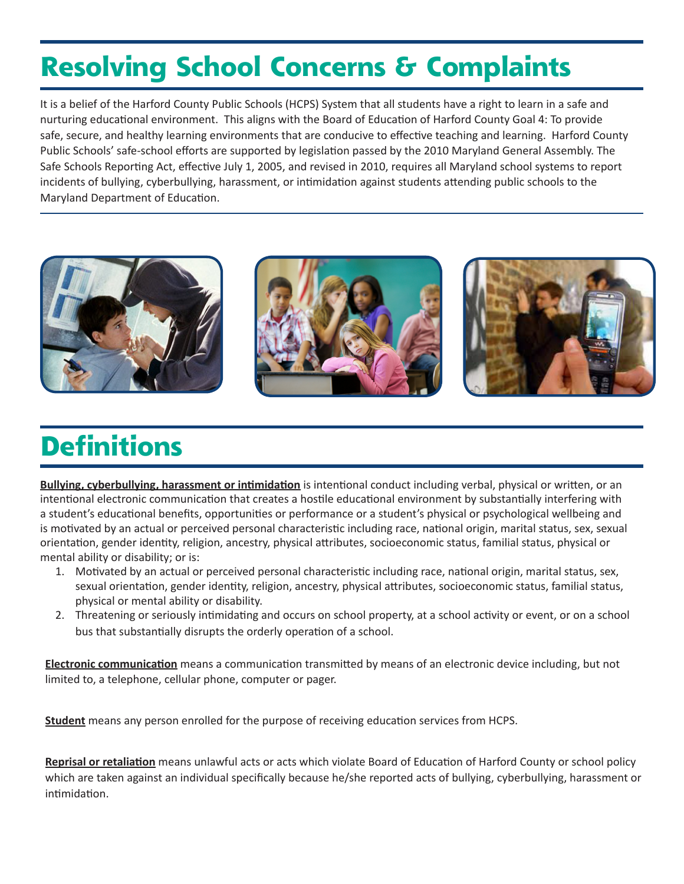# Resolving School Concerns & Complaints

It is a belief of the Harford County Public Schools (HCPS) System that all students have a right to learn in a safe and nurturing educational environment. This aligns with the Board of Education of Harford County Goal 4: To provide safe, secure, and healthy learning environments that are conducive to effective teaching and learning. Harford County Public Schools' safe-school efforts are supported by legislation passed by the 2010 Maryland General Assembly. The Safe Schools Reporting Act, effective July 1, 2005, and revised in 2010, requires all Maryland school systems to report incidents of bullying, cyberbullying, harassment, or intimidation against students attending public schools to the Maryland Department of Education.

# Definitions

**Bullying, cyberbullying, harassment or intimidation** is intentional conduct including verbal, physical or written, or an intentional electronic communication that creates a hostile educational environment by substantially interfering with a student's educational benefits, opportunities or performance or a student's physical or psychological wellbeing and is motivated by an actual or perceived personal characteristic including race, national origin, marital status, sex, sexual orientation, gender identity, religion, ancestry, physical attributes, socioeconomic status, familial status, physical or mental ability or disability; or is:

1. Motivated by an actual or perceived personal characteristic including race, national origin, marital status, sex, sexual orientation, gender identity, religion, ancestry, physical attributes, socioeconomic status, familial status, physical or mental ability or disability.
2. Threatening or seriously intimidating and occurs on school property, at a school activity or event, or on a school bus that substantially disrupts the orderly operation of a school.

**Electronic communication** means a communication transmitted by means of an electronic device including, but not limited to, a telephone, cellular phone, computer or pager.

**Student** means any person enrolled for the purpose of receiving education services from HCPS.

**Reprisal or retaliation** means unlawful acts or acts which violate Board of Education of Harford County or school policy which are taken against an individual specifically because he/she reported acts of bullying, cyberbullying, harassment or intimidation.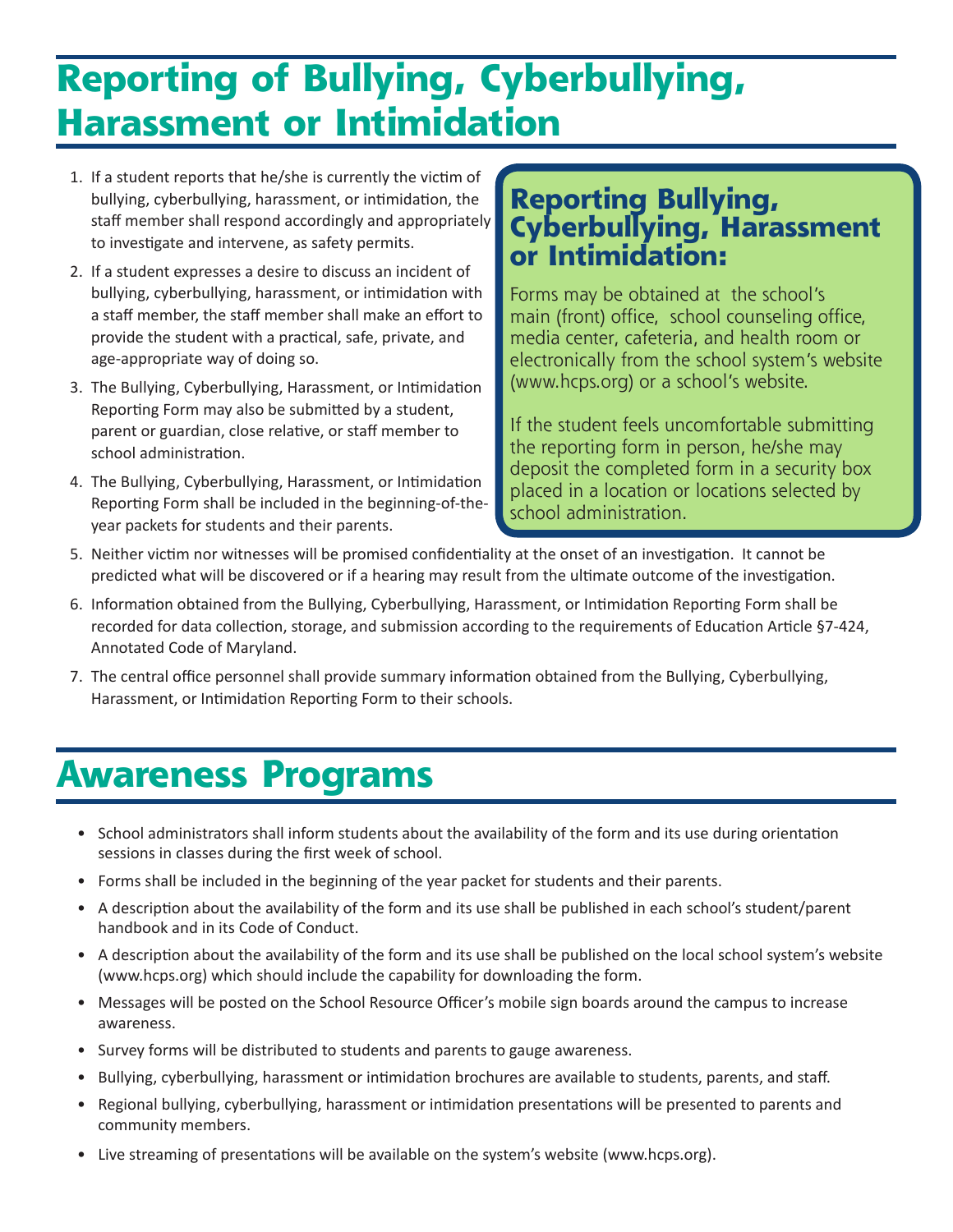# Reporting of Bullying, Cyberbullying, Harassment or Intimidation

1. If a student reports that he/she is currently the victim of bullying, cyberbullying, harassment, or intimidation, the staff member shall respond accordingly and appropriately to investigate and intervene, as safety permits.
2. If a student expresses a desire to discuss an incident of bullying, cyberbullying, harassment, or intimidation with a staff member, the staff member shall make an effort to provide the student with a practical, safe, private, and age-appropriate way of doing so.
3. The Bullying, Cyberbullying, Harassment, or Intimidation Reporting Form may also be submitted by a student, parent or guardian, close relative, or staff member to school administration.
4. The Bullying, Cyberbullying, Harassment, or Intimidation Reporting Form shall be included in the beginning-of-the-year packets for students and their parents.
5. Neither victim nor witnesses will be promised confidentiality at the onset of an investigation. It cannot be predicted what will be discovered or if a hearing may result from the ultimate outcome of the investigation.
6. Information obtained from the Bullying, Cyberbullying, Harassment, or Intimidation Reporting Form shall be recorded for data collection, storage, and submission according to the requirements of Education Article §7-424, Annotated Code of Maryland.
7. The central office personnel shall provide summary information obtained from the Bullying, Cyberbullying, Harassment, or Intimidation Reporting Form to their schools.

## Reporting Bullying, Cyberbullying, Harassment or Intimidation:

Forms may be obtained at the school's main (front) office, school counseling office, media center, cafeteria, and health room or electronically from the school system's website (www.hcps.org) or a school's website.

If the student feels uncomfortable submitting the reporting form in person, he/she may deposit the completed form in a security box placed in a location or locations selected by school administration.

# Awareness Programs

- School administrators shall inform students about the availability of the form and its use during orientation sessions in classes during the first week of school.
- Forms shall be included in the beginning of the year packet for students and their parents.
- A description about the availability of the form and its use shall be published in each school's student/parent handbook and in its Code of Conduct.
- A description about the availability of the form and its use shall be published on the local school system's website (www.hcps.org) which should include the capability for downloading the form.
- Messages will be posted on the School Resource Officer's mobile sign boards around the campus to increase awareness.
- Survey forms will be distributed to students and parents to gauge awareness.
- Bullying, cyberbullying, harassment or intimidation brochures are available to students, parents, and staff.
- Regional bullying, cyberbullying, harassment or intimidation presentations will be presented to parents and community members.
- Live streaming of presentations will be available on the system's website (www.hcps.org).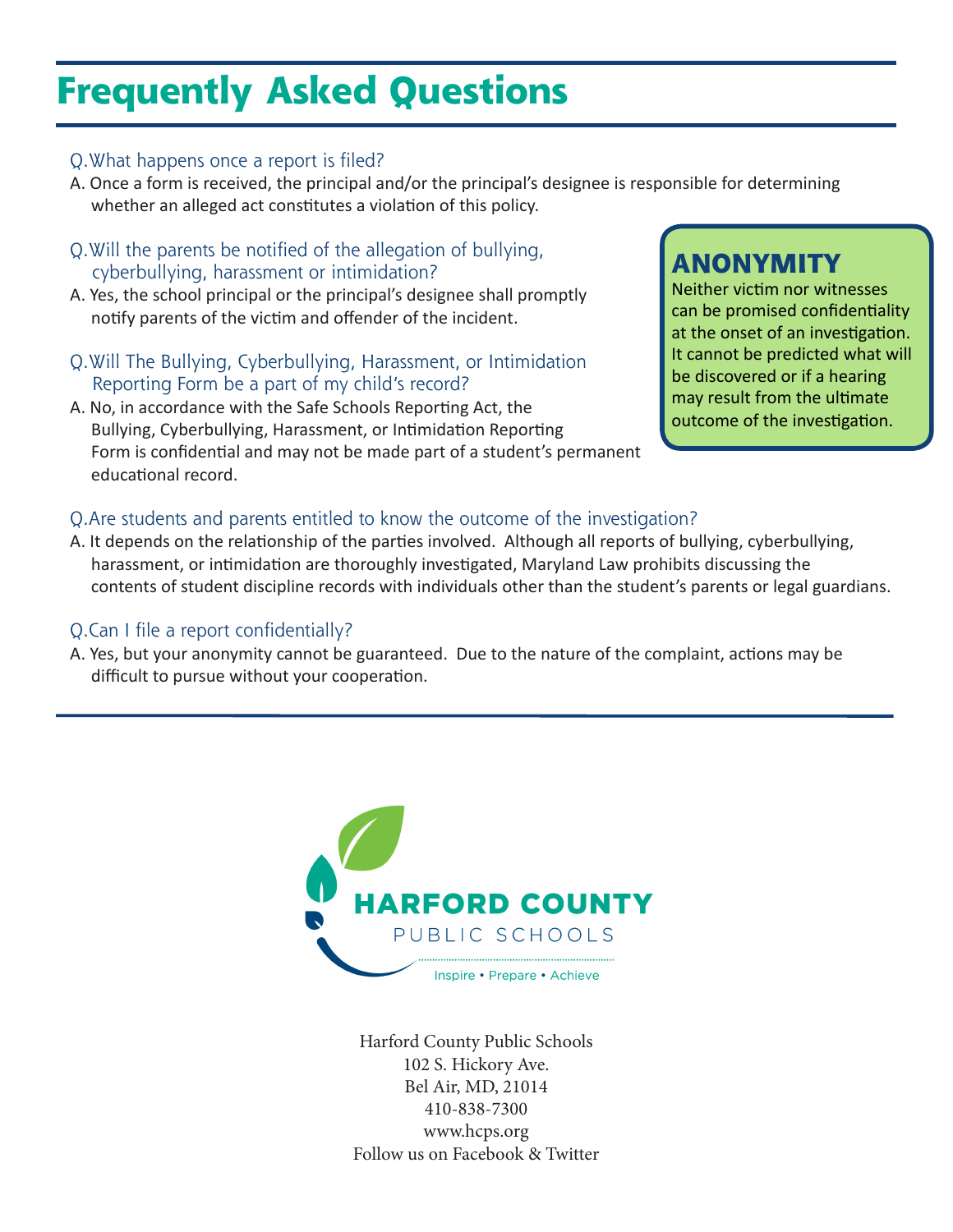# Frequently Asked Questions

Q. What happens once a report is filed?

A. Once a form is received, the principal and/or the principal's designee is responsible for determining whether an alleged act constitutes a violation of this policy.

Q. Will the parents be notified of the allegation of bullying, cyberbullying, harassment or intimidation?

A. Yes, the school principal or the principal's designee shall promptly notify parents of the victim and offender of the incident.

Q. Will The Bullying, Cyberbullying, Harassment, or Intimidation Reporting Form be a part of my child's record?

A. No, in accordance with the Safe Schools Reporting Act, the Bullying, Cyberbullying, Harassment, or Intimidation Reporting Form is confidential and may not be made part of a student's permanent educational record.

## ANONYMITY

Neither victim nor witnesses can be promised confidentiality at the onset of an investigation. It cannot be predicted what will be discovered or if a hearing may result from the ultimate outcome of the investigation.

Q. Are students and parents entitled to know the outcome of the investigation?

A. It depends on the relationship of the parties involved. Although all reports of bullying, cyberbullying, harassment, or intimidation are thoroughly investigated, Maryland Law prohibits discussing the contents of student discipline records with individuals other than the student's parents or legal guardians.

Q. Can I file a report confidentially?

A. Yes, but your anonymity cannot be guaranteed. Due to the nature of the complaint, actions may be difficult to pursue without your cooperation.

HARFORD COUNTY PUBLIC SCHOOLS

Inspire • Prepare • Achieve

Harford County Public Schools
102 S. Hickory Ave.
Bel Air, MD, 21014
410-838-7300
www.hcps.org
Follow us on Facebook & Twitter